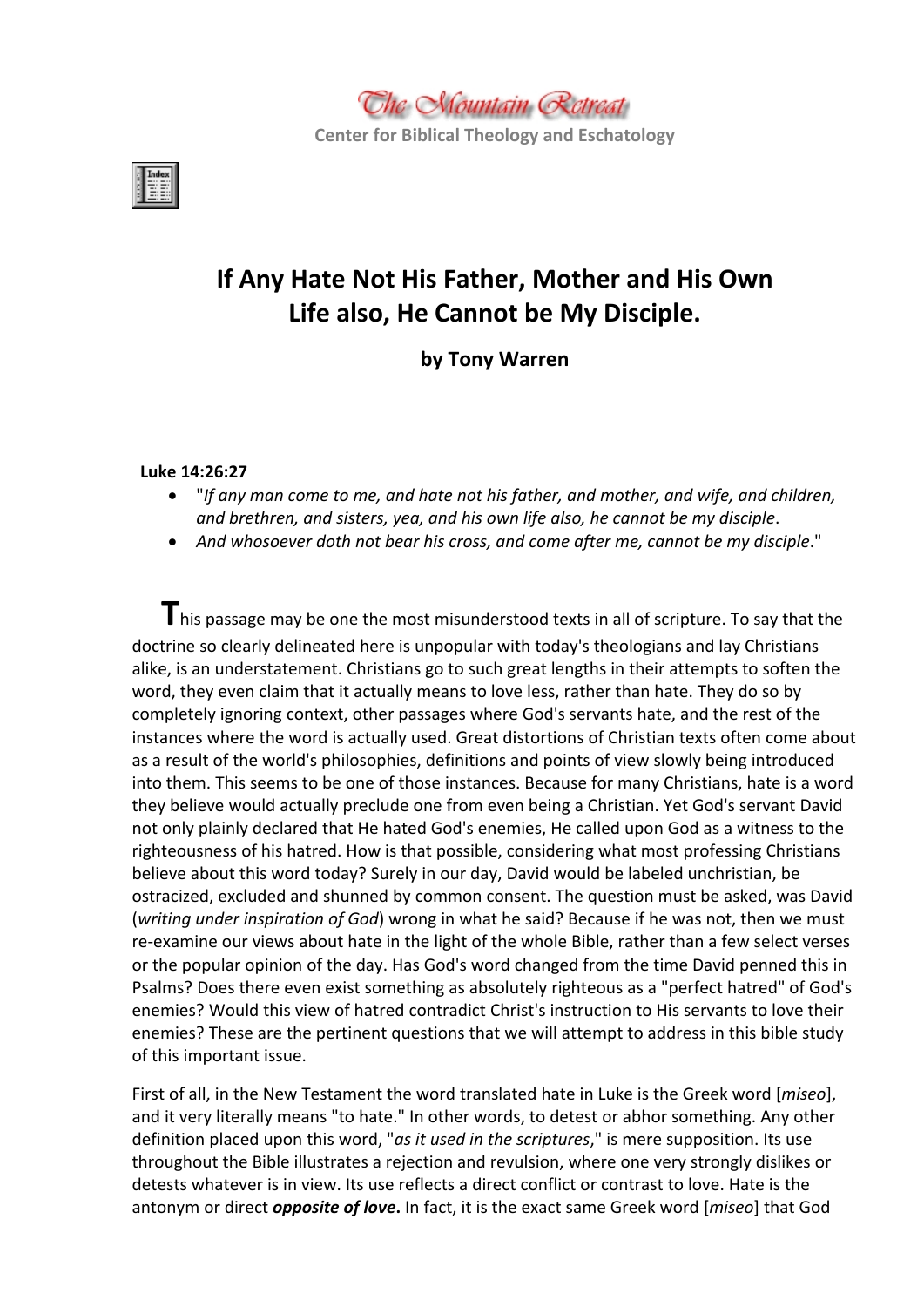The Mountain Retreat

Center for Biblical Theology and Eschatology

# If Any Hate Not His Father, Mother and His Own Life also, He Cannot be My Disciple.

**by Tony Warren**

**Luke 14:26:27**

- "*If any man come to me, and hate not his father, and mother, and wife, and children, and brethren, and sisters, yea, and his own life also, he cannot be my disciple*.
- *And whosoever doth not bear his cross, and come after me, cannot be my disciple*."

This passage may be one the most misunderstood texts in all of scripture. To say that the doctrine so clearly delineated here is unpopular with today's theologians and lay Christians alike, is an understatement. Christians go to such great lengths in their attempts to soften the word, they even claim that it actually means to love less, rather than hate. They do so by completely ignoring context, other passages where God's servants hate, and the rest of the instances where the word is actually used. Great distortions of Christian texts often come about as a result of the world's philosophies, definitions and points of view slowly being introduced into them. This seems to be one of those instances. Because for many Christians, hate is a word they believe would actually preclude one from even being a Christian. Yet God's servant David not only plainly declared that He hated God's enemies, He called upon God as a witness to the righteousness of his hatred. How is that possible, considering what most professing Christians believe about this word today? Surely in our day, David would be labeled unchristian, be ostracized, excluded and shunned by common consent. The question must be asked, was David (*writing under inspiration of God*) wrong in what he said? Because if he was not, then we must re-examine our views about hate in the light of the whole Bible, rather than a few select verses or the popular opinion of the day. Has God's word changed from the time David penned this in Psalms? Does there even exist something as absolutely righteous as a "perfect hatred" of God's enemies? Would this view of hatred contradict Christ's instruction to His servants to love their enemies? These are the pertinent questions that we will attempt to address in this bible study of this important issue.

First of all, in the New Testament the word translated hate in Luke is the Greek word [*miseo*], and it very literally means "to hate." In other words, to detest or abhor something. Any other definition placed upon this word, "*as it used in the scriptures*," is mere supposition. Its use throughout the Bible illustrates a rejection and revulsion, where one very strongly dislikes or detests whatever is in view. Its use reflects a direct conflict or contrast to love. Hate is the antonym or direct ***opposite of love*****.** In fact, it is the exact same Greek word [*miseo*] that God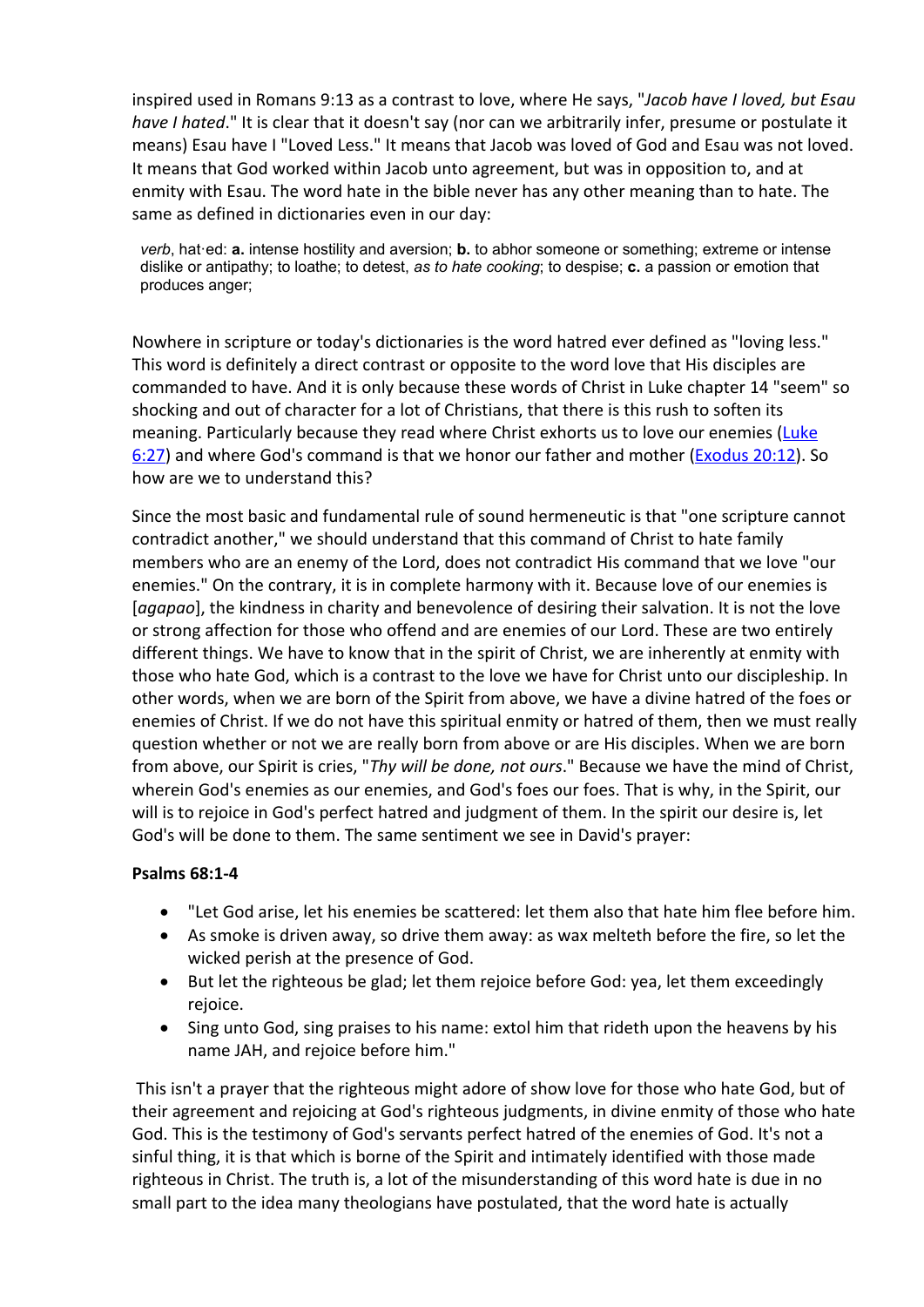inspired used in Romans 9:13 as a contrast to love, where He says, "*Jacob have I loved, but Esau have I hated*." It is clear that it doesn't say (nor can we arbitrarily infer, presume or postulate it means) Esau have I "Loved Less." It means that Jacob was loved of God and Esau was not loved. It means that God worked within Jacob unto agreement, but was in opposition to, and at enmity with Esau. The word hate in the bible never has any other meaning than to hate. The same as defined in dictionaries even in our day:

> *verb*, hat·ed: **a.** intense hostility and aversion; **b.** to abhor someone or something; extreme or intense dislike or antipathy; to loathe; to detest, *as to hate cooking*; to despise; **c.** a passion or emotion that produces anger;

Nowhere in scripture or today's dictionaries is the word hatred ever defined as "loving less." This word is definitely a direct contrast or opposite to the word love that His disciples are commanded to have. And it is only because these words of Christ in Luke chapter 14 "seem" so shocking and out of character for a lot of Christians, that there is this rush to soften its meaning. Particularly because they read where Christ exhorts us to love our enemies (Luke 6:27) and where God's command is that we honor our father and mother (Exodus 20:12). So how are we to understand this?

Since the most basic and fundamental rule of sound hermeneutic is that "one scripture cannot contradict another," we should understand that this command of Christ to hate family members who are an enemy of the Lord, does not contradict His command that we love "our enemies." On the contrary, it is in complete harmony with it. Because love of our enemies is [*agapao*], the kindness in charity and benevolence of desiring their salvation. It is not the love or strong affection for those who offend and are enemies of our Lord. These are two entirely different things. We have to know that in the spirit of Christ, we are inherently at enmity with those who hate God, which is a contrast to the love we have for Christ unto our discipleship. In other words, when we are born of the Spirit from above, we have a divine hatred of the foes or enemies of Christ. If we do not have this spiritual enmity or hatred of them, then we must really question whether or not we are really born from above or are His disciples. When we are born from above, our Spirit is cries, "*Thy will be done, not ours*." Because we have the mind of Christ, wherein God's enemies as our enemies, and God's foes our foes. That is why, in the Spirit, our will is to rejoice in God's perfect hatred and judgment of them. In the spirit our desire is, let God's will be done to them. The same sentiment we see in David's prayer:

**Psalms 68:1-4**

- "Let God arise, let his enemies be scattered: let them also that hate him flee before him.
- As smoke is driven away, so drive them away: as wax melteth before the fire, so let the wicked perish at the presence of God.
- But let the righteous be glad; let them rejoice before God: yea, let them exceedingly rejoice.
- Sing unto God, sing praises to his name: extol him that rideth upon the heavens by his name JAH, and rejoice before him."

This isn't a prayer that the righteous might adore of show love for those who hate God, but of their agreement and rejoicing at God's righteous judgments, in divine enmity of those who hate God. This is the testimony of God's servants perfect hatred of the enemies of God. It's not a sinful thing, it is that which is borne of the Spirit and intimately identified with those made righteous in Christ. The truth is, a lot of the misunderstanding of this word hate is due in no small part to the idea many theologians have postulated, that the word hate is actually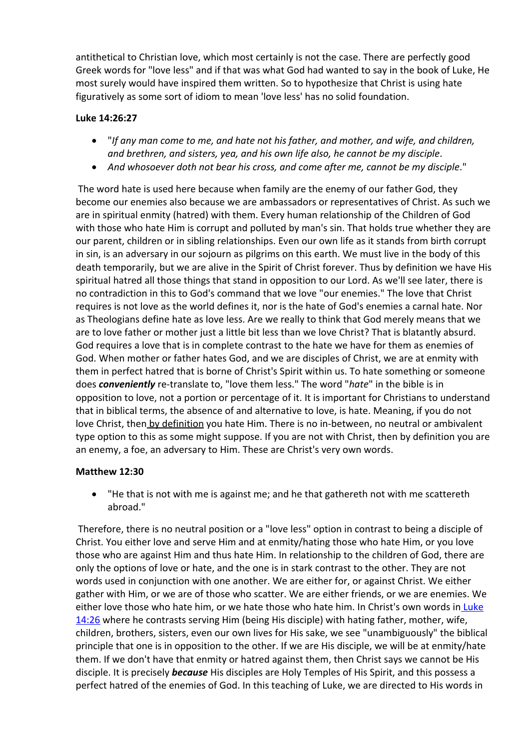antithetical to Christian love, which most certainly is not the case. There are perfectly good Greek words for "love less" and if that was what God had wanted to say in the book of Luke, He most surely would have inspired them written. So to hypothesize that Christ is using hate figuratively as some sort of idiom to mean 'love less' has no solid foundation.

**Luke 14:26:27**

- "*If any man come to me, and hate not his father, and mother, and wife, and children, and brethren, and sisters, yea, and his own life also, he cannot be my disciple*.
- *And whosoever doth not bear his cross, and come after me, cannot be my disciple*."

The word hate is used here because when family are the enemy of our father God, they become our enemies also because we are ambassadors or representatives of Christ. As such we are in spiritual enmity (hatred) with them. Every human relationship of the Children of God with those who hate Him is corrupt and polluted by man's sin. That holds true whether they are our parent, children or in sibling relationships. Even our own life as it stands from birth corrupt in sin, is an adversary in our sojourn as pilgrims on this earth. We must live in the body of this death temporarily, but we are alive in the Spirit of Christ forever. Thus by definition we have His spiritual hatred all those things that stand in opposition to our Lord. As we'll see later, there is no contradiction in this to God's command that we love "our enemies." The love that Christ requires is not love as the world defines it, nor is the hate of God's enemies a carnal hate. Nor as Theologians define hate as love less. Are we really to think that God merely means that we are to love father or mother just a little bit less than we love Christ? That is blatantly absurd. God requires a love that is in complete contrast to the hate we have for them as enemies of God. When mother or father hates God, and we are disciples of Christ, we are at enmity with them in perfect hatred that is borne of Christ's Spirit within us. To hate something or someone does ***conveniently*** re-translate to, "love them less." The word "*hate*" in the bible is in opposition to love, not a portion or percentage of it. It is important for Christians to understand that in biblical terms, the absence of and alternative to love, is hate. Meaning, if you do not love Christ, then by definition you hate Him. There is no in-between, no neutral or ambivalent type option to this as some might suppose. If you are not with Christ, then by definition you are an enemy, a foe, an adversary to Him. These are Christ's very own words.

**Matthew 12:30**

- "He that is not with me is against me; and he that gathereth not with me scattereth abroad."

Therefore, there is no neutral position or a "love less" option in contrast to being a disciple of Christ. You either love and serve Him and at enmity/hating those who hate Him, or you love those who are against Him and thus hate Him. In relationship to the children of God, there are only the options of love or hate, and the one is in stark contrast to the other. They are not words used in conjunction with one another. We are either for, or against Christ. We either gather with Him, or we are of those who scatter. We are either friends, or we are enemies. We either love those who hate him, or we hate those who hate him. In Christ's own words in Luke 14:26 where he contrasts serving Him (being His disciple) with hating father, mother, wife, children, brothers, sisters, even our own lives for His sake, we see "unambiguously" the biblical principle that one is in opposition to the other. If we are His disciple, we will be at enmity/hate them. If we don't have that enmity or hatred against them, then Christ says we cannot be His disciple. It is precisely ***because*** His disciples are Holy Temples of His Spirit, and this possess a perfect hatred of the enemies of God. In this teaching of Luke, we are directed to His words in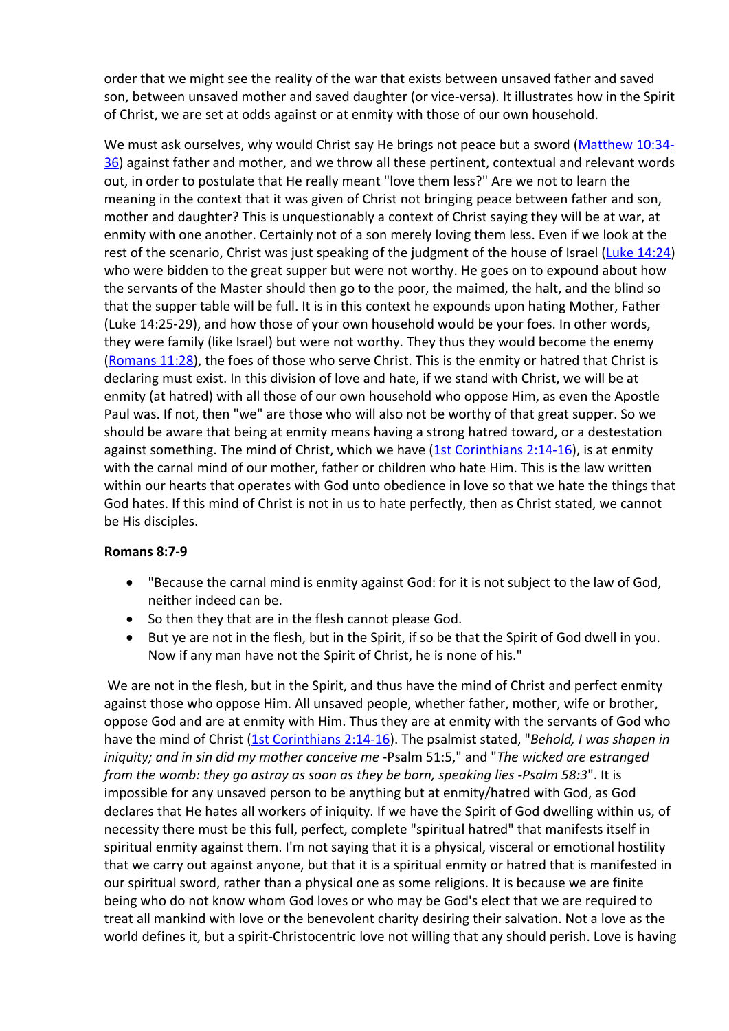order that we might see the reality of the war that exists between unsaved father and saved son, between unsaved mother and saved daughter (or vice-versa). It illustrates how in the Spirit of Christ, we are set at odds against or at enmity with those of our own household.

We must ask ourselves, why would Christ say He brings not peace but a sword ([Matthew 10:34-36]) against father and mother, and we throw all these pertinent, contextual and relevant words out, in order to postulate that He really meant "love them less?" Are we not to learn the meaning in the context that it was given of Christ not bringing peace between father and son, mother and daughter? This is unquestionably a context of Christ saying they will be at war, at enmity with one another. Certainly not of a son merely loving them less. Even if we look at the rest of the scenario, Christ was just speaking of the judgment of the house of Israel ([Luke 14:24]) who were bidden to the great supper but were not worthy. He goes on to expound about how the servants of the Master should then go to the poor, the maimed, the halt, and the blind so that the supper table will be full. It is in this context he expounds upon hating Mother, Father (Luke 14:25-29), and how those of your own household would be your foes. In other words, they were family (like Israel) but were not worthy. They thus they would become the enemy ([Romans 11:28]), the foes of those who serve Christ. This is the enmity or hatred that Christ is declaring must exist. In this division of love and hate, if we stand with Christ, we will be at enmity (at hatred) with all those of our own household who oppose Him, as even the Apostle Paul was. If not, then "we" are those who will also not be worthy of that great supper. So we should be aware that being at enmity means having a strong hatred toward, or a destestation against something. The mind of Christ, which we have ([1st Corinthians 2:14-16]), is at enmity with the carnal mind of our mother, father or children who hate Him. This is the law written within our hearts that operates with God unto obedience in love so that we hate the things that God hates. If this mind of Christ is not in us to hate perfectly, then as Christ stated, we cannot be His disciples.

**Romans 8:7-9**

- "Because the carnal mind is enmity against God: for it is not subject to the law of God, neither indeed can be.
- So then they that are in the flesh cannot please God.
- But ye are not in the flesh, but in the Spirit, if so be that the Spirit of God dwell in you. Now if any man have not the Spirit of Christ, he is none of his."

We are not in the flesh, but in the Spirit, and thus have the mind of Christ and perfect enmity against those who oppose Him. All unsaved people, whether father, mother, wife or brother, oppose God and are at enmity with Him. Thus they are at enmity with the servants of God who have the mind of Christ ([1st Corinthians 2:14-16]). The psalmist stated, "*Behold, I was shapen in iniquity; and in sin did my mother conceive me* -Psalm 51:5," and "*The wicked are estranged from the womb: they go astray as soon as they be born, speaking lies -Psalm 58:3*". It is impossible for any unsaved person to be anything but at enmity/hatred with God, as God declares that He hates all workers of iniquity. If we have the Spirit of God dwelling within us, of necessity there must be this full, perfect, complete "spiritual hatred" that manifests itself in spiritual enmity against them. I'm not saying that it is a physical, visceral or emotional hostility that we carry out against anyone, but that it is a spiritual enmity or hatred that is manifested in our spiritual sword, rather than a physical one as some religions. It is because we are finite being who do not know whom God loves or who may be God's elect that we are required to treat all mankind with love or the benevolent charity desiring their salvation. Not a love as the world defines it, but a spirit-Christocentric love not willing that any should perish. Love is having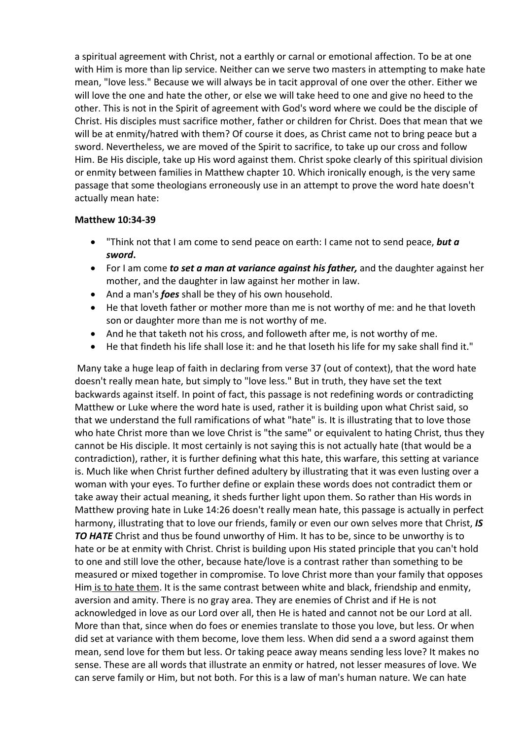a spiritual agreement with Christ, not a earthly or carnal or emotional affection. To be at one with Him is more than lip service. Neither can we serve two masters in attempting to make hate mean, "love less." Because we will always be in tacit approval of one over the other. Either we will love the one and hate the other, or else we will take heed to one and give no heed to the other. This is not in the Spirit of agreement with God's word where we could be the disciple of Christ. His disciples must sacrifice mother, father or children for Christ. Does that mean that we will be at enmity/hatred with them? Of course it does, as Christ came not to bring peace but a sword. Nevertheless, we are moved of the Spirit to sacrifice, to take up our cross and follow Him. Be His disciple, take up His word against them. Christ spoke clearly of this spiritual division or enmity between families in Matthew chapter 10. Which ironically enough, is the very same passage that some theologians erroneously use in an attempt to prove the word hate doesn't actually mean hate:

**Matthew 10:34-39**

- "Think not that I am come to send peace on earth: I came not to send peace, ***but a sword***.
- For I am come ***to set a man at variance against his father,*** and the daughter against her mother, and the daughter in law against her mother in law.
- And a man's ***foes*** shall be they of his own household.
- He that loveth father or mother more than me is not worthy of me: and he that loveth son or daughter more than me is not worthy of me.
- And he that taketh not his cross, and followeth after me, is not worthy of me.
- He that findeth his life shall lose it: and he that loseth his life for my sake shall find it."

Many take a huge leap of faith in declaring from verse 37 (out of context), that the word hate doesn't really mean hate, but simply to "love less." But in truth, they have set the text backwards against itself. In point of fact, this passage is not redefining words or contradicting Matthew or Luke where the word hate is used, rather it is building upon what Christ said, so that we understand the full ramifications of what "hate" is. It is illustrating that to love those who hate Christ more than we love Christ is "the same" or equivalent to hating Christ, thus they cannot be His disciple. It most certainly is not saying this is not actually hate (that would be a contradiction), rather, it is further defining what this hate, this warfare, this setting at variance is. Much like when Christ further defined adultery by illustrating that it was even lusting over a woman with your eyes. To further define or explain these words does not contradict them or take away their actual meaning, it sheds further light upon them. So rather than His words in Matthew proving hate in Luke 14:26 doesn't really mean hate, this passage is actually in perfect harmony, illustrating that to love our friends, family or even our own selves more that Christ, ***IS TO HATE*** Christ and thus be found unworthy of Him. It has to be, since to be unworthy is to hate or be at enmity with Christ. Christ is building upon His stated principle that you can't hold to one and still love the other, because hate/love is a contrast rather than something to be measured or mixed together in compromise. To love Christ more than your family that opposes Him <u>is to hate them</u>. It is the same contrast between white and black, friendship and enmity, aversion and amity. There is no gray area. They are enemies of Christ and if He is not acknowledged in love as our Lord over all, then He is hated and cannot not be our Lord at all. More than that, since when do foes or enemies translate to those you love, but less. Or when did set at variance with them become, love them less. When did send a a sword against them mean, send love for them but less. Or taking peace away means sending less love? It makes no sense. These are all words that illustrate an enmity or hatred, not lesser measures of love. We can serve family or Him, but not both. For this is a law of man's human nature. We can hate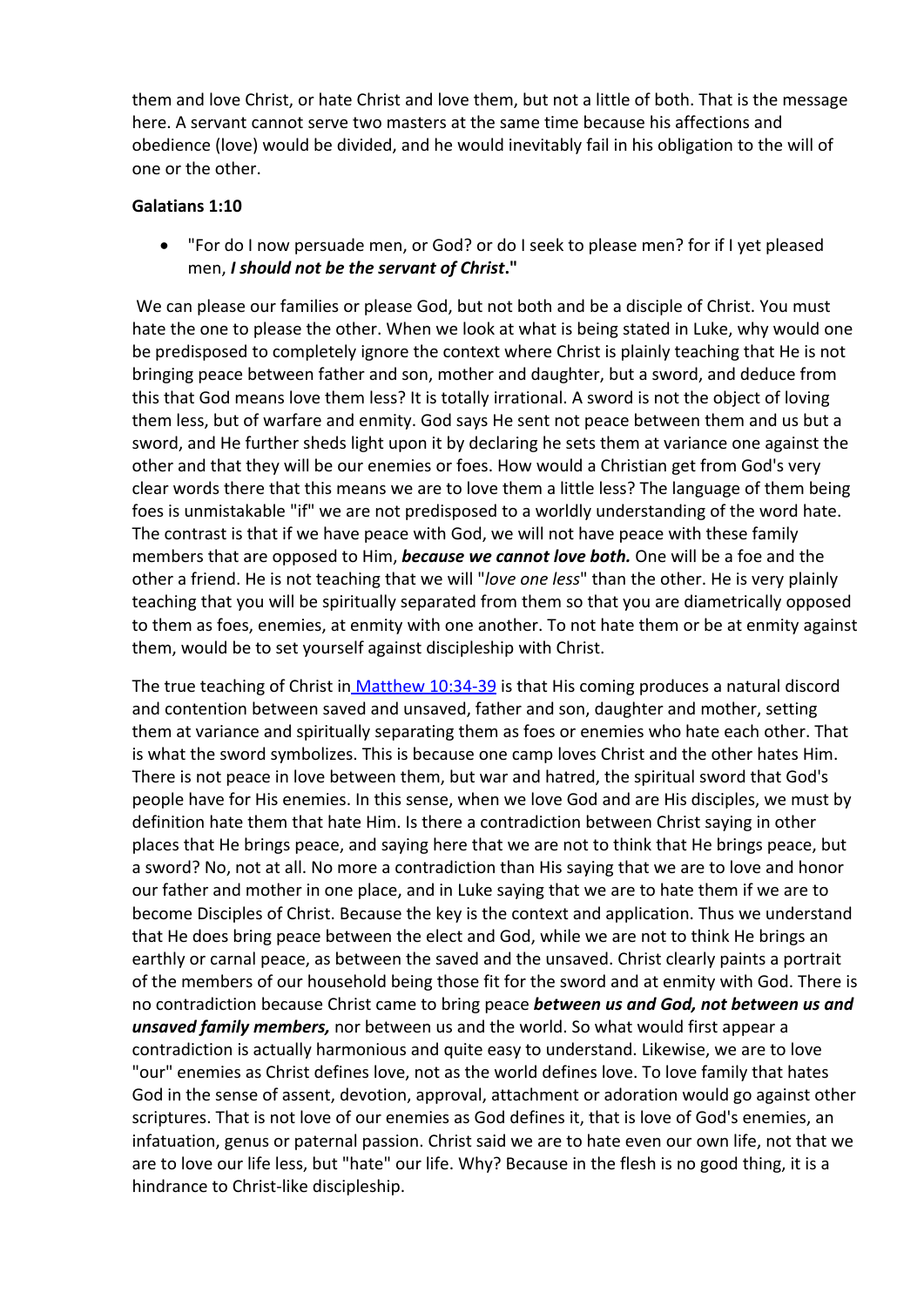them and love Christ, or hate Christ and love them, but not a little of both. That is the message here. A servant cannot serve two masters at the same time because his affections and obedience (love) would be divided, and he would inevitably fail in his obligation to the will of one or the other.

**Galatians 1:10**

- "For do I now persuade men, or God? or do I seek to please men? for if I yet pleased men, ***I should not be the servant of Christ*.**"

We can please our families or please God, but not both and be a disciple of Christ. You must hate the one to please the other. When we look at what is being stated in Luke, why would one be predisposed to completely ignore the context where Christ is plainly teaching that He is not bringing peace between father and son, mother and daughter, but a sword, and deduce from this that God means love them less? It is totally irrational. A sword is not the object of loving them less, but of warfare and enmity. God says He sent not peace between them and us but a sword, and He further sheds light upon it by declaring he sets them at variance one against the other and that they will be our enemies or foes. How would a Christian get from God's very clear words there that this means we are to love them a little less? The language of them being foes is unmistakable "if" we are not predisposed to a worldly understanding of the word hate. The contrast is that if we have peace with God, we will not have peace with these family members that are opposed to Him, ***because we cannot love both.*** One will be a foe and the other a friend. He is not teaching that we will "*love one less*" than the other. He is very plainly teaching that you will be spiritually separated from them so that you are diametrically opposed to them as foes, enemies, at enmity with one another. To not hate them or be at enmity against them, would be to set yourself against discipleship with Christ.

The true teaching of Christ in Matthew 10:34-39 is that His coming produces a natural discord and contention between saved and unsaved, father and son, daughter and mother, setting them at variance and spiritually separating them as foes or enemies who hate each other. That is what the sword symbolizes. This is because one camp loves Christ and the other hates Him. There is not peace in love between them, but war and hatred, the spiritual sword that God's people have for His enemies. In this sense, when we love God and are His disciples, we must by definition hate them that hate Him. Is there a contradiction between Christ saying in other places that He brings peace, and saying here that we are not to think that He brings peace, but a sword? No, not at all. No more a contradiction than His saying that we are to love and honor our father and mother in one place, and in Luke saying that we are to hate them if we are to become Disciples of Christ. Because the key is the context and application. Thus we understand that He does bring peace between the elect and God, while we are not to think He brings an earthly or carnal peace, as between the saved and the unsaved. Christ clearly paints a portrait of the members of our household being those fit for the sword and at enmity with God. There is no contradiction because Christ came to bring peace ***between us and God, not between us and unsaved family members,*** nor between us and the world. So what would first appear a contradiction is actually harmonious and quite easy to understand. Likewise, we are to love "our" enemies as Christ defines love, not as the world defines love. To love family that hates God in the sense of assent, devotion, approval, attachment or adoration would go against other scriptures. That is not love of our enemies as God defines it, that is love of God's enemies, an infatuation, genus or paternal passion. Christ said we are to hate even our own life, not that we are to love our life less, but "hate" our life. Why? Because in the flesh is no good thing, it is a hindrance to Christ-like discipleship.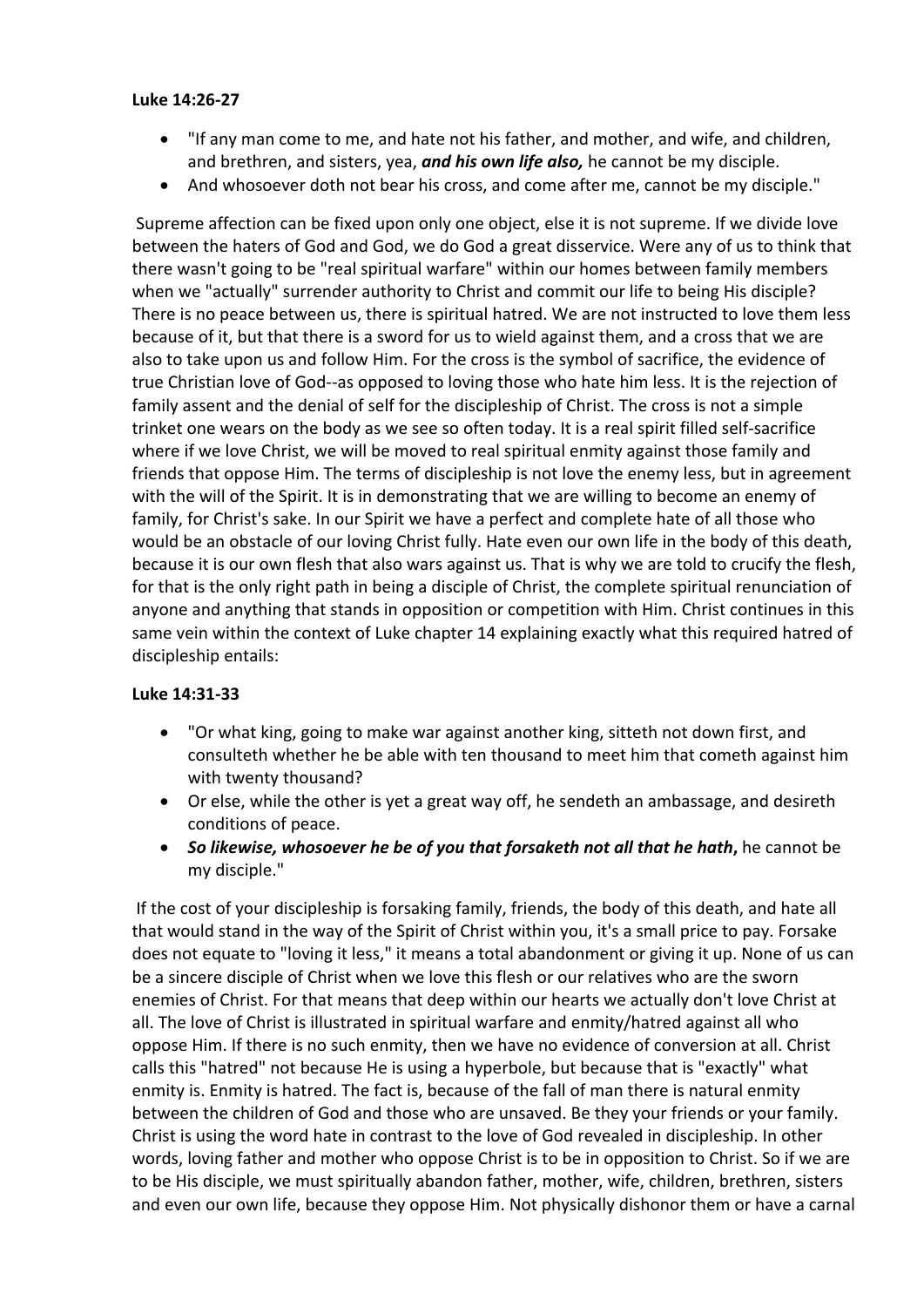**Luke 14:26-27**

- "If any man come to me, and hate not his father, and mother, and wife, and children, and brethren, and sisters, yea, ***and his own life also,*** he cannot be my disciple.
- And whosoever doth not bear his cross, and come after me, cannot be my disciple."

Supreme affection can be fixed upon only one object, else it is not supreme. If we divide love between the haters of God and God, we do God a great disservice. Were any of us to think that there wasn't going to be "real spiritual warfare" within our homes between family members when we "actually" surrender authority to Christ and commit our life to being His disciple? There is no peace between us, there is spiritual hatred. We are not instructed to love them less because of it, but that there is a sword for us to wield against them, and a cross that we are also to take upon us and follow Him. For the cross is the symbol of sacrifice, the evidence of true Christian love of God--as opposed to loving those who hate him less. It is the rejection of family assent and the denial of self for the discipleship of Christ. The cross is not a simple trinket one wears on the body as we see so often today. It is a real spirit filled self-sacrifice where if we love Christ, we will be moved to real spiritual enmity against those family and friends that oppose Him. The terms of discipleship is not love the enemy less, but in agreement with the will of the Spirit. It is in demonstrating that we are willing to become an enemy of family, for Christ's sake. In our Spirit we have a perfect and complete hate of all those who would be an obstacle of our loving Christ fully. Hate even our own life in the body of this death, because it is our own flesh that also wars against us. That is why we are told to crucify the flesh, for that is the only right path in being a disciple of Christ, the complete spiritual renunciation of anyone and anything that stands in opposition or competition with Him. Christ continues in this same vein within the context of Luke chapter 14 explaining exactly what this required hatred of discipleship entails:

**Luke 14:31-33**

- "Or what king, going to make war against another king, sitteth not down first, and consulteth whether he be able with ten thousand to meet him that cometh against him with twenty thousand?
- Or else, while the other is yet a great way off, he sendeth an ambassage, and desireth conditions of peace.
- ***So likewise, whosoever he be of you that forsaketh not all that he hath*****,** he cannot be my disciple."

If the cost of your discipleship is forsaking family, friends, the body of this death, and hate all that would stand in the way of the Spirit of Christ within you, it's a small price to pay. Forsake does not equate to "loving it less," it means a total abandonment or giving it up. None of us can be a sincere disciple of Christ when we love this flesh or our relatives who are the sworn enemies of Christ. For that means that deep within our hearts we actually don't love Christ at all. The love of Christ is illustrated in spiritual warfare and enmity/hatred against all who oppose Him. If there is no such enmity, then we have no evidence of conversion at all. Christ calls this "hatred" not because He is using a hyperbole, but because that is "exactly" what enmity is. Enmity is hatred. The fact is, because of the fall of man there is natural enmity between the children of God and those who are unsaved. Be they your friends or your family. Christ is using the word hate in contrast to the love of God revealed in discipleship. In other words, loving father and mother who oppose Christ is to be in opposition to Christ. So if we are to be His disciple, we must spiritually abandon father, mother, wife, children, brethren, sisters and even our own life, because they oppose Him. Not physically dishonor them or have a carnal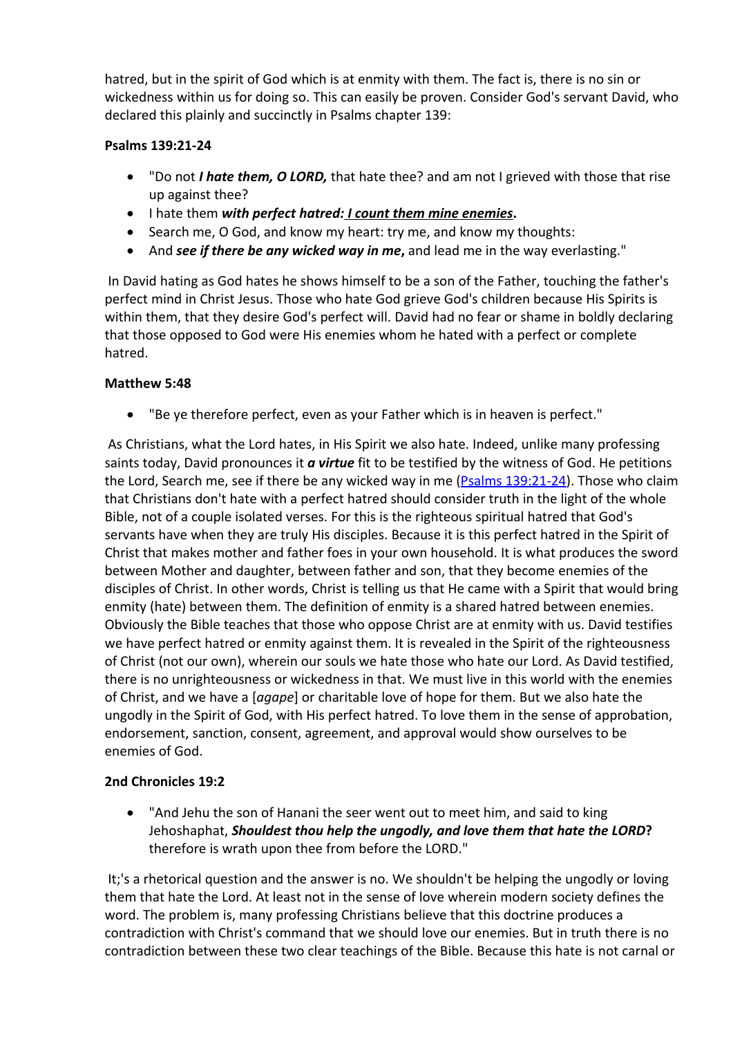hatred, but in the spirit of God which is at enmity with them. The fact is, there is no sin or wickedness within us for doing so. This can easily be proven. Consider God's servant David, who declared this plainly and succinctly in Psalms chapter 139:

**Psalms 139:21-24**

- "Do not ***I hate them, O LORD,*** that hate thee? and am not I grieved with those that rise up against thee?
- I hate them ***with perfect hatred: <u>I count them mine enemies</u>*****.**
- Search me, O God, and know my heart: try me, and know my thoughts:
- And ***see if there be any wicked way in me*****,** and lead me in the way everlasting."

In David hating as God hates he shows himself to be a son of the Father, touching the father's perfect mind in Christ Jesus. Those who hate God grieve God's children because His Spirits is within them, that they desire God's perfect will. David had no fear or shame in boldly declaring that those opposed to God were His enemies whom he hated with a perfect or complete hatred.

**Matthew 5:48**

- "Be ye therefore perfect, even as your Father which is in heaven is perfect."

As Christians, what the Lord hates, in His Spirit we also hate. Indeed, unlike many professing saints today, David pronounces it ***a virtue*** fit to be testified by the witness of God. He petitions the Lord, Search me, see if there be any wicked way in me ([Psalms 139:21-24](#)). Those who claim that Christians don't hate with a perfect hatred should consider truth in the light of the whole Bible, not of a couple isolated verses. For this is the righteous spiritual hatred that God's servants have when they are truly His disciples. Because it is this perfect hatred in the Spirit of Christ that makes mother and father foes in your own household. It is what produces the sword between Mother and daughter, between father and son, that they become enemies of the disciples of Christ. In other words, Christ is telling us that He came with a Spirit that would bring enmity (hate) between them. The definition of enmity is a shared hatred between enemies. Obviously the Bible teaches that those who oppose Christ are at enmity with us. David testifies we have perfect hatred or enmity against them. It is revealed in the Spirit of the righteousness of Christ (not our own), wherein our souls we hate those who hate our Lord. As David testified, there is no unrighteousness or wickedness in that. We must live in this world with the enemies of Christ, and we have a [*agape*] or charitable love of hope for them. But we also hate the ungodly in the Spirit of God, with His perfect hatred. To love them in the sense of approbation, endorsement, sanction, consent, agreement, and approval would show ourselves to be enemies of God.

**2nd Chronicles 19:2**

- "And Jehu the son of Hanani the seer went out to meet him, and said to king Jehoshaphat, ***Shouldest thou help the ungodly, and love them that hate the LORD*****?** therefore is wrath upon thee from before the LORD."

It;'s a rhetorical question and the answer is no. We shouldn't be helping the ungodly or loving them that hate the Lord. At least not in the sense of love wherein modern society defines the word. The problem is, many professing Christians believe that this doctrine produces a contradiction with Christ's command that we should love our enemies. But in truth there is no contradiction between these two clear teachings of the Bible. Because this hate is not carnal or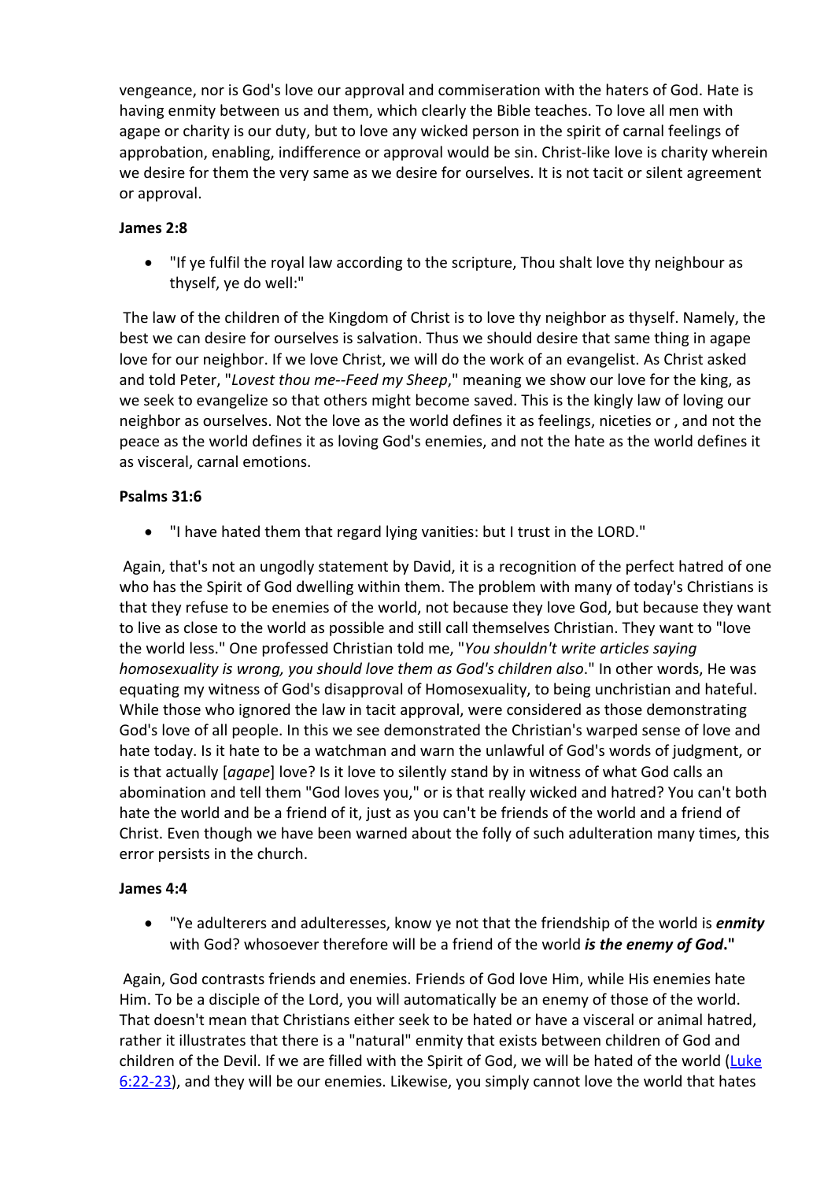vengeance, nor is God's love our approval and commiseration with the haters of God. Hate is having enmity between us and them, which clearly the Bible teaches. To love all men with agape or charity is our duty, but to love any wicked person in the spirit of carnal feelings of approbation, enabling, indifference or approval would be sin. Christ-like love is charity wherein we desire for them the very same as we desire for ourselves. It is not tacit or silent agreement or approval.

**James 2:8**

- "If ye fulfil the royal law according to the scripture, Thou shalt love thy neighbour as thyself, ye do well:"

The law of the children of the Kingdom of Christ is to love thy neighbor as thyself. Namely, the best we can desire for ourselves is salvation. Thus we should desire that same thing in agape love for our neighbor. If we love Christ, we will do the work of an evangelist. As Christ asked and told Peter, "*Lovest thou me--Feed my Sheep*," meaning we show our love for the king, as we seek to evangelize so that others might become saved. This is the kingly law of loving our neighbor as ourselves. Not the love as the world defines it as feelings, niceties or , and not the peace as the world defines it as loving God's enemies, and not the hate as the world defines it as visceral, carnal emotions.

**Psalms 31:6**

- "I have hated them that regard lying vanities: but I trust in the LORD."

Again, that's not an ungodly statement by David, it is a recognition of the perfect hatred of one who has the Spirit of God dwelling within them. The problem with many of today's Christians is that they refuse to be enemies of the world, not because they love God, but because they want to live as close to the world as possible and still call themselves Christian. They want to "love the world less." One professed Christian told me, "*You shouldn't write articles saying homosexuality is wrong, you should love them as God's children also*." In other words, He was equating my witness of God's disapproval of Homosexuality, to being unchristian and hateful. While those who ignored the law in tacit approval, were considered as those demonstrating God's love of all people. In this we see demonstrated the Christian's warped sense of love and hate today. Is it hate to be a watchman and warn the unlawful of God's words of judgment, or is that actually [*agape*] love? Is it love to silently stand by in witness of what God calls an abomination and tell them "God loves you," or is that really wicked and hatred? You can't both hate the world and be a friend of it, just as you can't be friends of the world and a friend of Christ. Even though we have been warned about the folly of such adulteration many times, this error persists in the church.

**James 4:4**

- "Ye adulterers and adulteresses, know ye not that the friendship of the world is ***enmity*** with God? whosoever therefore will be a friend of the world ***is the enemy of God*****."**

Again, God contrasts friends and enemies. Friends of God love Him, while His enemies hate Him. To be a disciple of the Lord, you will automatically be an enemy of those of the world. That doesn't mean that Christians either seek to be hated or have a visceral or animal hatred, rather it illustrates that there is a "natural" enmity that exists between children of God and children of the Devil. If we are filled with the Spirit of God, we will be hated of the world (Luke 6:22-23), and they will be our enemies. Likewise, you simply cannot love the world that hates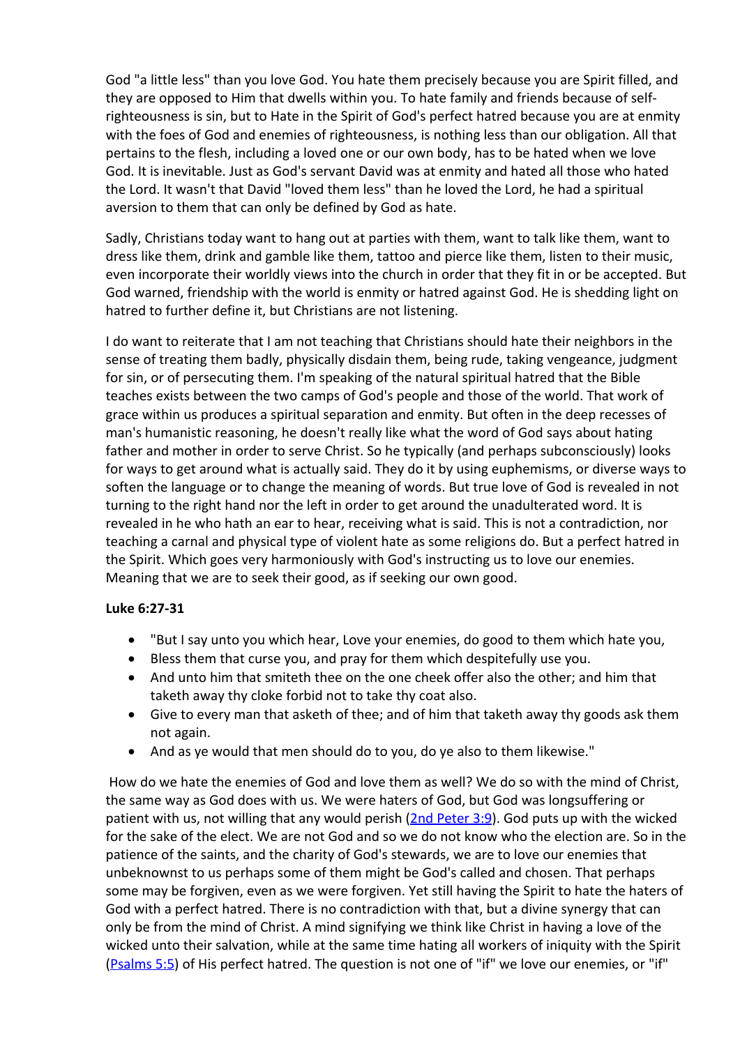God "a little less" than you love God. You hate them precisely because you are Spirit filled, and they are opposed to Him that dwells within you. To hate family and friends because of self-righteousness is sin, but to Hate in the Spirit of God's perfect hatred because you are at enmity with the foes of God and enemies of righteousness, is nothing less than our obligation. All that pertains to the flesh, including a loved one or our own body, has to be hated when we love God. It is inevitable. Just as God's servant David was at enmity and hated all those who hated the Lord. It wasn't that David "loved them less" than he loved the Lord, he had a spiritual aversion to them that can only be defined by God as hate.

Sadly, Christians today want to hang out at parties with them, want to talk like them, want to dress like them, drink and gamble like them, tattoo and pierce like them, listen to their music, even incorporate their worldly views into the church in order that they fit in or be accepted. But God warned, friendship with the world is enmity or hatred against God. He is shedding light on hatred to further define it, but Christians are not listening.

I do want to reiterate that I am not teaching that Christians should hate their neighbors in the sense of treating them badly, physically disdain them, being rude, taking vengeance, judgment for sin, or of persecuting them. I'm speaking of the natural spiritual hatred that the Bible teaches exists between the two camps of God's people and those of the world. That work of grace within us produces a spiritual separation and enmity. But often in the deep recesses of man's humanistic reasoning, he doesn't really like what the word of God says about hating father and mother in order to serve Christ. So he typically (and perhaps subconsciously) looks for ways to get around what is actually said. They do it by using euphemisms, or diverse ways to soften the language or to change the meaning of words. But true love of God is revealed in not turning to the right hand nor the left in order to get around the unadulterated word. It is revealed in he who hath an ear to hear, receiving what is said. This is not a contradiction, nor teaching a carnal and physical type of violent hate as some religions do. But a perfect hatred in the Spirit. Which goes very harmoniously with God's instructing us to love our enemies. Meaning that we are to seek their good, as if seeking our own good.

**Luke 6:27-31**

- "But I say unto you which hear, Love your enemies, do good to them which hate you,
- Bless them that curse you, and pray for them which despitefully use you.
- And unto him that smiteth thee on the one cheek offer also the other; and him that taketh away thy cloke forbid not to take thy coat also.
- Give to every man that asketh of thee; and of him that taketh away thy goods ask them not again.
- And as ye would that men should do to you, do ye also to them likewise."

How do we hate the enemies of God and love them as well? We do so with the mind of Christ, the same way as God does with us. We were haters of God, but God was longsuffering or patient with us, not willing that any would perish (2nd Peter 3:9). God puts up with the wicked for the sake of the elect. We are not God and so we do not know who the election are. So in the patience of the saints, and the charity of God's stewards, we are to love our enemies that unbeknownst to us perhaps some of them might be God's called and chosen. That perhaps some may be forgiven, even as we were forgiven. Yet still having the Spirit to hate the haters of God with a perfect hatred. There is no contradiction with that, but a divine synergy that can only be from the mind of Christ. A mind signifying we think like Christ in having a love of the wicked unto their salvation, while at the same time hating all workers of iniquity with the Spirit (Psalms 5:5) of His perfect hatred. The question is not one of "if" we love our enemies, or "if"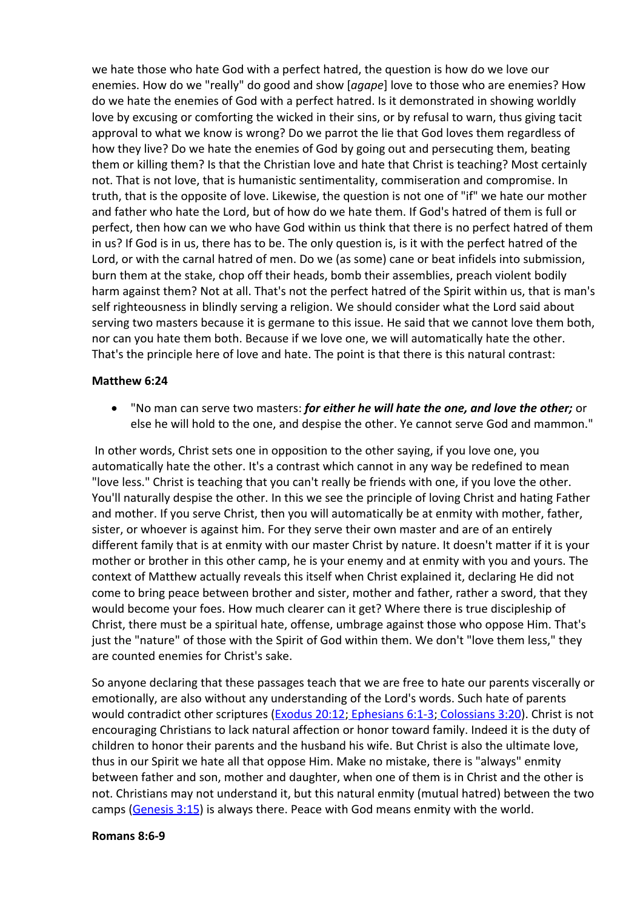we hate those who hate God with a perfect hatred, the question is how do we love our enemies. How do we "really" do good and show [*agape*] love to those who are enemies? How do we hate the enemies of God with a perfect hatred. Is it demonstrated in showing worldly love by excusing or comforting the wicked in their sins, or by refusal to warn, thus giving tacit approval to what we know is wrong? Do we parrot the lie that God loves them regardless of how they live? Do we hate the enemies of God by going out and persecuting them, beating them or killing them? Is that the Christian love and hate that Christ is teaching? Most certainly not. That is not love, that is humanistic sentimentality, commiseration and compromise. In truth, that is the opposite of love. Likewise, the question is not one of "if" we hate our mother and father who hate the Lord, but of how do we hate them. If God's hatred of them is full or perfect, then how can we who have God within us think that there is no perfect hatred of them in us? If God is in us, there has to be. The only question is, is it with the perfect hatred of the Lord, or with the carnal hatred of men. Do we (as some) cane or beat infidels into submission, burn them at the stake, chop off their heads, bomb their assemblies, preach violent bodily harm against them? Not at all. That's not the perfect hatred of the Spirit within us, that is man's self righteousness in blindly serving a religion. We should consider what the Lord said about serving two masters because it is germane to this issue. He said that we cannot love them both, nor can you hate them both. Because if we love one, we will automatically hate the other. That's the principle here of love and hate. The point is that there is this natural contrast:

**Matthew 6:24**

- "No man can serve two masters: ***for either he will hate the one, and love the other;*** or else he will hold to the one, and despise the other. Ye cannot serve God and mammon."

In other words, Christ sets one in opposition to the other saying, if you love one, you automatically hate the other. It's a contrast which cannot in any way be redefined to mean "love less." Christ is teaching that you can't really be friends with one, if you love the other. You'll naturally despise the other. In this we see the principle of loving Christ and hating Father and mother. If you serve Christ, then you will automatically be at enmity with mother, father, sister, or whoever is against him. For they serve their own master and are of an entirely different family that is at enmity with our master Christ by nature. It doesn't matter if it is your mother or brother in this other camp, he is your enemy and at enmity with you and yours. The context of Matthew actually reveals this itself when Christ explained it, declaring He did not come to bring peace between brother and sister, mother and father, rather a sword, that they would become your foes. How much clearer can it get? Where there is true discipleship of Christ, there must be a spiritual hate, offense, umbrage against those who oppose Him. That's just the "nature" of those with the Spirit of God within them. We don't "love them less," they are counted enemies for Christ's sake.

So anyone declaring that these passages teach that we are free to hate our parents viscerally or emotionally, are also without any understanding of the Lord's words. Such hate of parents would contradict other scriptures (Exodus 20:12; Ephesians 6:1-3; Colossians 3:20). Christ is not encouraging Christians to lack natural affection or honor toward family. Indeed it is the duty of children to honor their parents and the husband his wife. But Christ is also the ultimate love, thus in our Spirit we hate all that oppose Him. Make no mistake, there is "always" enmity between father and son, mother and daughter, when one of them is in Christ and the other is not. Christians may not understand it, but this natural enmity (mutual hatred) between the two camps (Genesis 3:15) is always there. Peace with God means enmity with the world.

**Romans 8:6-9**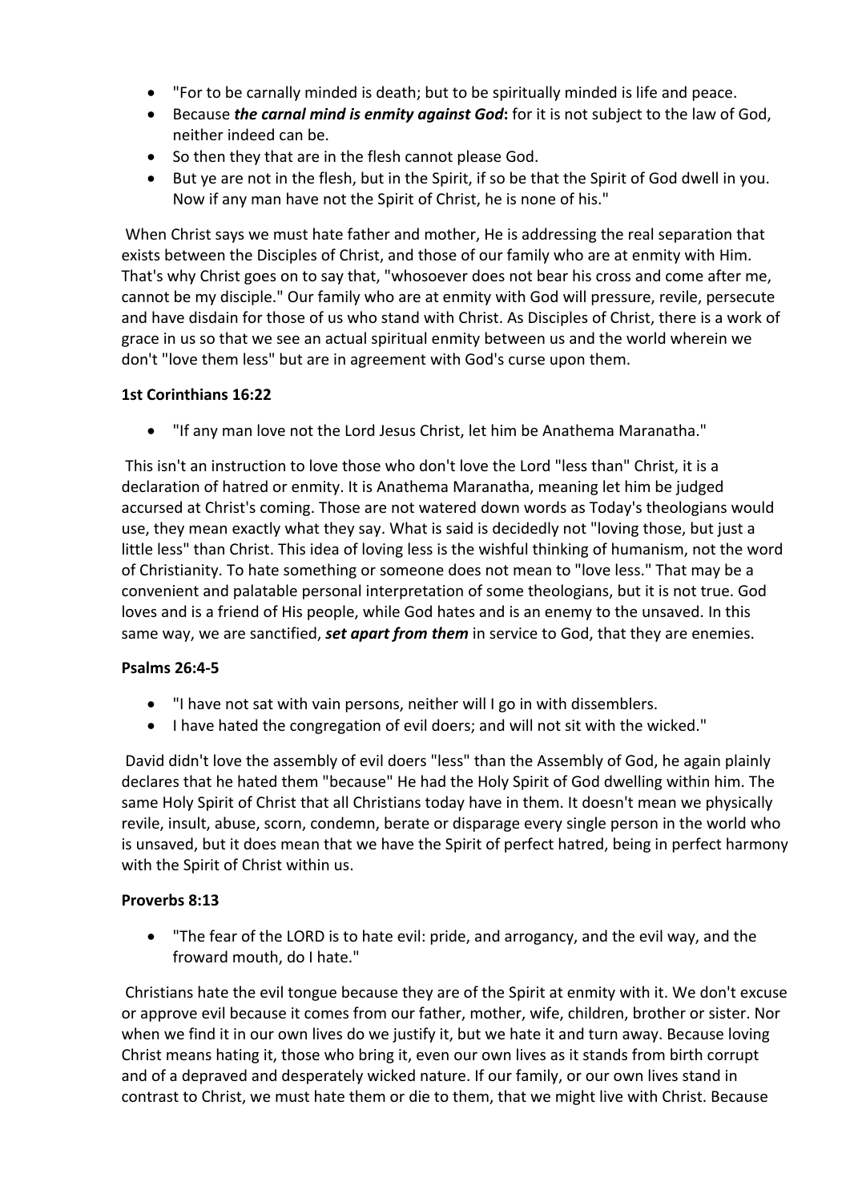- "For to be carnally minded is death; but to be spiritually minded is life and peace.
- Because ***the carnal mind is enmity against God*****:** for it is not subject to the law of God, neither indeed can be.
- So then they that are in the flesh cannot please God.
- But ye are not in the flesh, but in the Spirit, if so be that the Spirit of God dwell in you. Now if any man have not the Spirit of Christ, he is none of his."

When Christ says we must hate father and mother, He is addressing the real separation that exists between the Disciples of Christ, and those of our family who are at enmity with Him. That's why Christ goes on to say that, "whosoever does not bear his cross and come after me, cannot be my disciple." Our family who are at enmity with God will pressure, revile, persecute and have disdain for those of us who stand with Christ. As Disciples of Christ, there is a work of grace in us so that we see an actual spiritual enmity between us and the world wherein we don't "love them less" but are in agreement with God's curse upon them.

**1st Corinthians 16:22**

- "If any man love not the Lord Jesus Christ, let him be Anathema Maranatha."

This isn't an instruction to love those who don't love the Lord "less than" Christ, it is a declaration of hatred or enmity. It is Anathema Maranatha, meaning let him be judged accursed at Christ's coming. Those are not watered down words as Today's theologians would use, they mean exactly what they say. What is said is decidedly not "loving those, but just a little less" than Christ. This idea of loving less is the wishful thinking of humanism, not the word of Christianity. To hate something or someone does not mean to "love less." That may be a convenient and palatable personal interpretation of some theologians, but it is not true. God loves and is a friend of His people, while God hates and is an enemy to the unsaved. In this same way, we are sanctified, ***set apart from them*** in service to God, that they are enemies.

**Psalms 26:4-5**

- "I have not sat with vain persons, neither will I go in with dissemblers.
- I have hated the congregation of evil doers; and will not sit with the wicked."

David didn't love the assembly of evil doers "less" than the Assembly of God, he again plainly declares that he hated them "because" He had the Holy Spirit of God dwelling within him. The same Holy Spirit of Christ that all Christians today have in them. It doesn't mean we physically revile, insult, abuse, scorn, condemn, berate or disparage every single person in the world who is unsaved, but it does mean that we have the Spirit of perfect hatred, being in perfect harmony with the Spirit of Christ within us.

**Proverbs 8:13**

- "The fear of the LORD is to hate evil: pride, and arrogancy, and the evil way, and the froward mouth, do I hate."

Christians hate the evil tongue because they are of the Spirit at enmity with it. We don't excuse or approve evil because it comes from our father, mother, wife, children, brother or sister. Nor when we find it in our own lives do we justify it, but we hate it and turn away. Because loving Christ means hating it, those who bring it, even our own lives as it stands from birth corrupt and of a depraved and desperately wicked nature. If our family, or our own lives stand in contrast to Christ, we must hate them or die to them, that we might live with Christ. Because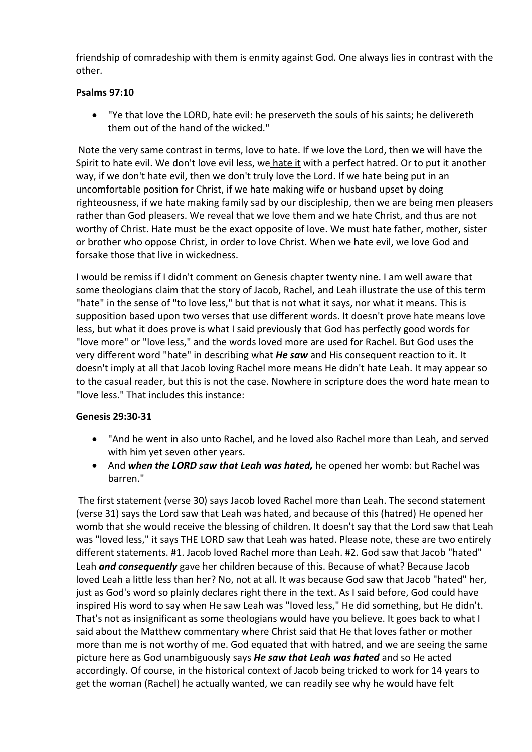friendship of comradeship with them is enmity against God. One always lies in contrast with the other.

**Psalms 97:10**

- "Ye that love the LORD, hate evil: he preserveth the souls of his saints; he delivereth them out of the hand of the wicked."

Note the very same contrast in terms, love to hate. If we love the Lord, then we will have the Spirit to hate evil. We don't love evil less, we hate it with a perfect hatred. Or to put it another way, if we don't hate evil, then we don't truly love the Lord. If we hate being put in an uncomfortable position for Christ, if we hate making wife or husband upset by doing righteousness, if we hate making family sad by our discipleship, then we are being men pleasers rather than God pleasers. We reveal that we love them and we hate Christ, and thus are not worthy of Christ. Hate must be the exact opposite of love. We must hate father, mother, sister or brother who oppose Christ, in order to love Christ. When we hate evil, we love God and forsake those that live in wickedness.

I would be remiss if I didn't comment on Genesis chapter twenty nine. I am well aware that some theologians claim that the story of Jacob, Rachel, and Leah illustrate the use of this term "hate" in the sense of "to love less," but that is not what it says, nor what it means. This is supposition based upon two verses that use different words. It doesn't prove hate means love less, but what it does prove is what I said previously that God has perfectly good words for "love more" or "love less," and the words loved more are used for Rachel. But God uses the very different word "hate" in describing what ***He saw*** and His consequent reaction to it. It doesn't imply at all that Jacob loving Rachel more means He didn't hate Leah. It may appear so to the casual reader, but this is not the case. Nowhere in scripture does the word hate mean to "love less." That includes this instance:

**Genesis 29:30-31**

- "And he went in also unto Rachel, and he loved also Rachel more than Leah, and served with him yet seven other years.
- And ***when the LORD saw that Leah was hated,*** he opened her womb: but Rachel was barren."

The first statement (verse 30) says Jacob loved Rachel more than Leah. The second statement (verse 31) says the Lord saw that Leah was hated, and because of this (hatred) He opened her womb that she would receive the blessing of children. It doesn't say that the Lord saw that Leah was "loved less," it says THE LORD saw that Leah was hated. Please note, these are two entirely different statements. #1. Jacob loved Rachel more than Leah. #2. God saw that Jacob "hated" Leah ***and consequently*** gave her children because of this. Because of what? Because Jacob loved Leah a little less than her? No, not at all. It was because God saw that Jacob "hated" her, just as God's word so plainly declares right there in the text. As I said before, God could have inspired His word to say when He saw Leah was "loved less," He did something, but He didn't. That's not as insignificant as some theologians would have you believe. It goes back to what I said about the Matthew commentary where Christ said that He that loves father or mother more than me is not worthy of me. God equated that with hatred, and we are seeing the same picture here as God unambiguously says ***He saw that Leah was hated*** and so He acted accordingly. Of course, in the historical context of Jacob being tricked to work for 14 years to get the woman (Rachel) he actually wanted, we can readily see why he would have felt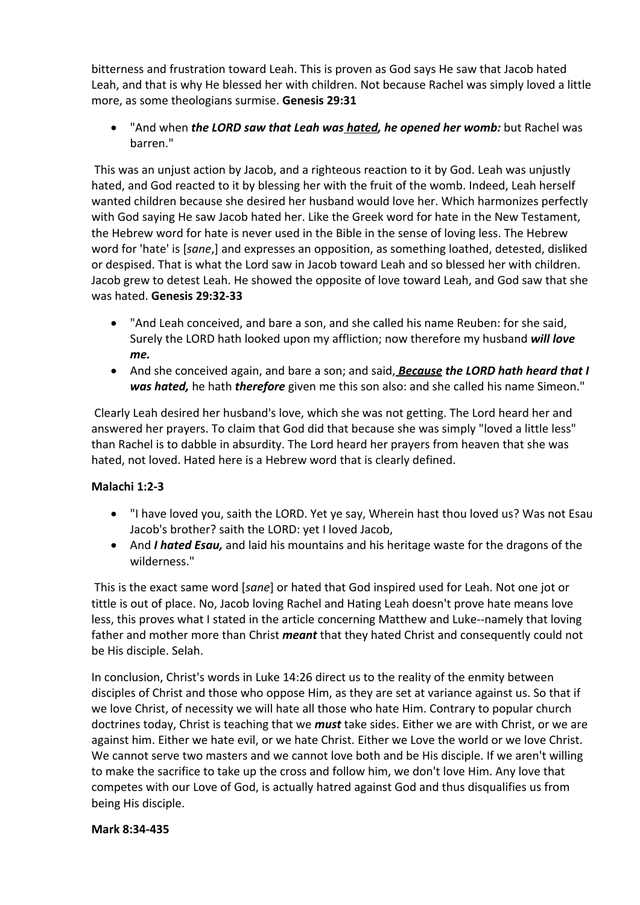bitterness and frustration toward Leah. This is proven as God says He saw that Jacob hated Leah, and that is why He blessed her with children. Not because Rachel was simply loved a little more, as some theologians surmise. **Genesis 29:31**

- "And when ***the LORD saw that Leah was hated, he opened her womb:*** but Rachel was barren."

This was an unjust action by Jacob, and a righteous reaction to it by God. Leah was unjustly hated, and God reacted to it by blessing her with the fruit of the womb. Indeed, Leah herself wanted children because she desired her husband would love her. Which harmonizes perfectly with God saying He saw Jacob hated her. Like the Greek word for hate in the New Testament, the Hebrew word for hate is never used in the Bible in the sense of loving less. The Hebrew word for 'hate' is [*sane*,] and expresses an opposition, as something loathed, detested, disliked or despised. That is what the Lord saw in Jacob toward Leah and so blessed her with children. Jacob grew to detest Leah. He showed the opposite of love toward Leah, and God saw that she was hated. **Genesis 29:32-33**

- "And Leah conceived, and bare a son, and she called his name Reuben: for she said, Surely the LORD hath looked upon my affliction; now therefore my husband ***will love me.***
- And she conceived again, and bare a son; and said, ***Because the LORD hath heard that I was hated,*** he hath ***therefore*** given me this son also: and she called his name Simeon."

Clearly Leah desired her husband's love, which she was not getting. The Lord heard her and answered her prayers. To claim that God did that because she was simply "loved a little less" than Rachel is to dabble in absurdity. The Lord heard her prayers from heaven that she was hated, not loved. Hated here is a Hebrew word that is clearly defined.

**Malachi 1:2-3**

- "I have loved you, saith the LORD. Yet ye say, Wherein hast thou loved us? Was not Esau Jacob's brother? saith the LORD: yet I loved Jacob,
- And ***I hated Esau,*** and laid his mountains and his heritage waste for the dragons of the wilderness."

This is the exact same word [*sane*] or hated that God inspired used for Leah. Not one jot or tittle is out of place. No, Jacob loving Rachel and Hating Leah doesn't prove hate means love less, this proves what I stated in the article concerning Matthew and Luke--namely that loving father and mother more than Christ ***meant*** that they hated Christ and consequently could not be His disciple. Selah.

In conclusion, Christ's words in Luke 14:26 direct us to the reality of the enmity between disciples of Christ and those who oppose Him, as they are set at variance against us. So that if we love Christ, of necessity we will hate all those who hate Him. Contrary to popular church doctrines today, Christ is teaching that we ***must*** take sides. Either we are with Christ, or we are against him. Either we hate evil, or we hate Christ. Either we Love the world or we love Christ. We cannot serve two masters and we cannot love both and be His disciple. If we aren't willing to make the sacrifice to take up the cross and follow him, we don't love Him. Any love that competes with our Love of God, is actually hatred against God and thus disqualifies us from being His disciple.

**Mark 8:34-435**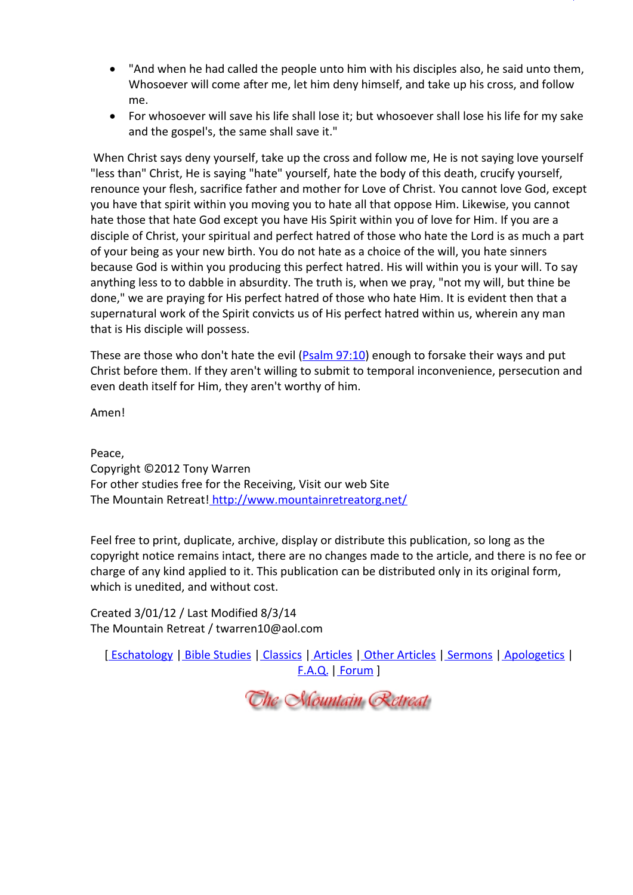- "And when he had called the people unto him with his disciples also, he said unto them, Whosoever will come after me, let him deny himself, and take up his cross, and follow me.
- For whosoever will save his life shall lose it; but whosoever shall lose his life for my sake and the gospel's, the same shall save it."

When Christ says deny yourself, take up the cross and follow me, He is not saying love yourself "less than" Christ, He is saying "hate" yourself, hate the body of this death, crucify yourself, renounce your flesh, sacrifice father and mother for Love of Christ. You cannot love God, except you have that spirit within you moving you to hate all that oppose Him. Likewise, you cannot hate those that hate God except you have His Spirit within you of love for Him. If you are a disciple of Christ, your spiritual and perfect hatred of those who hate the Lord is as much a part of your being as your new birth. You do not hate as a choice of the will, you hate sinners because God is within you producing this perfect hatred. His will within you is your will. To say anything less to to dabble in absurdity. The truth is, when we pray, "not my will, but thine be done," we are praying for His perfect hatred of those who hate Him. It is evident then that a supernatural work of the Spirit convicts us of His perfect hatred within us, wherein any man that is His disciple will possess.

These are those who don't hate the evil (Psalm 97:10) enough to forsake their ways and put Christ before them. If they aren't willing to submit to temporal inconvenience, persecution and even death itself for Him, they aren't worthy of him.

Amen!

Peace,
Copyright ©2012 Tony Warren
For other studies free for the Receiving, Visit our web Site
The Mountain Retreat! http://www.mountainretreatorg.net/

Feel free to print, duplicate, archive, display or distribute this publication, so long as the copyright notice remains intact, there are no changes made to the article, and there is no fee or charge of any kind applied to it. This publication can be distributed only in its original form, which is unedited, and without cost.

Created 3/01/12 / Last Modified 8/3/14
The Mountain Retreat / twarren10@aol.com

[ Eschatology | Bible Studies | Classics | Articles | Other Articles | Sermons | Apologetics | F.A.Q. | Forum ]

The Mountain Retreat